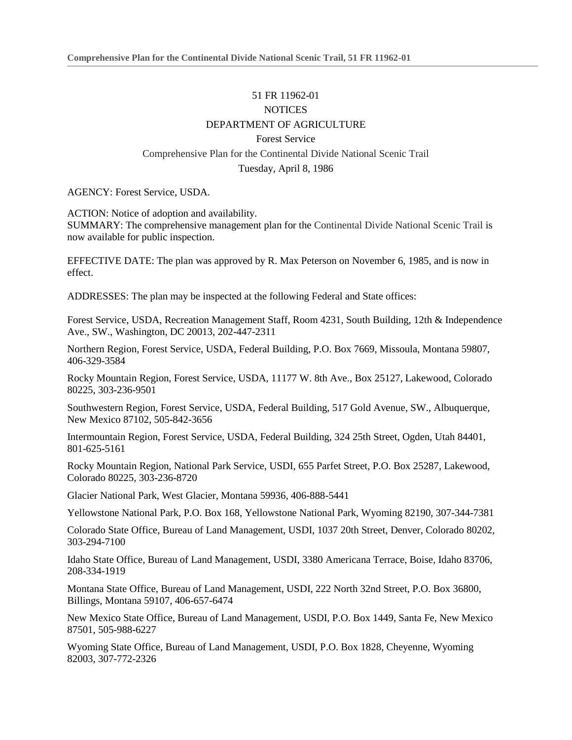51 FR 11962-01

NOTICES

DEPARTMENT OF AGRICULTURE

Forest Service

Comprehensive Plan for the Continental Divide National Scenic Trail

Tuesday, April 8, 1986

AGENCY: Forest Service, USDA.

ACTION: Notice of adoption and availability.

SUMMARY: The comprehensive management plan for the Continental Divide National Scenic Trail is now available for public inspection.

EFFECTIVE DATE: The plan was approved by R. Max Peterson on November 6, 1985, and is now in effect.

ADDRESSES: The plan may be inspected at the following Federal and State offices:

Forest Service, USDA, Recreation Management Staff, Room 4231, South Building, 12th & Independence Ave., SW., Washington, DC 20013, 202-447-2311

Northern Region, Forest Service, USDA, Federal Building, P.O. Box 7669, Missoula, Montana 59807, 406-329-3584

Rocky Mountain Region, Forest Service, USDA, 11177 W. 8th Ave., Box 25127, Lakewood, Colorado 80225, 303-236-9501

Southwestern Region, Forest Service, USDA, Federal Building, 517 Gold Avenue, SW., Albuquerque, New Mexico 87102, 505-842-3656

Intermountain Region, Forest Service, USDA, Federal Building, 324 25th Street, Ogden, Utah 84401, 801-625-5161

Rocky Mountain Region, National Park Service, USDI, 655 Parfet Street, P.O. Box 25287, Lakewood, Colorado 80225, 303-236-8720

Glacier National Park, West Glacier, Montana 59936, 406-888-5441

Yellowstone National Park, P.O. Box 168, Yellowstone National Park, Wyoming 82190, 307-344-7381

Colorado State Office, Bureau of Land Management, USDI, 1037 20th Street, Denver, Colorado 80202, 303-294-7100

Idaho State Office, Bureau of Land Management, USDI, 3380 Americana Terrace, Boise, Idaho 83706, 208-334-1919

Montana State Office, Bureau of Land Management, USDI, 222 North 32nd Street, P.O. Box 36800, Billings, Montana 59107, 406-657-6474

New Mexico State Office, Bureau of Land Management, USDI, P.O. Box 1449, Santa Fe, New Mexico 87501, 505-988-6227

Wyoming State Office, Bureau of Land Management, USDI, P.O. Box 1828, Cheyenne, Wyoming 82003, 307-772-2326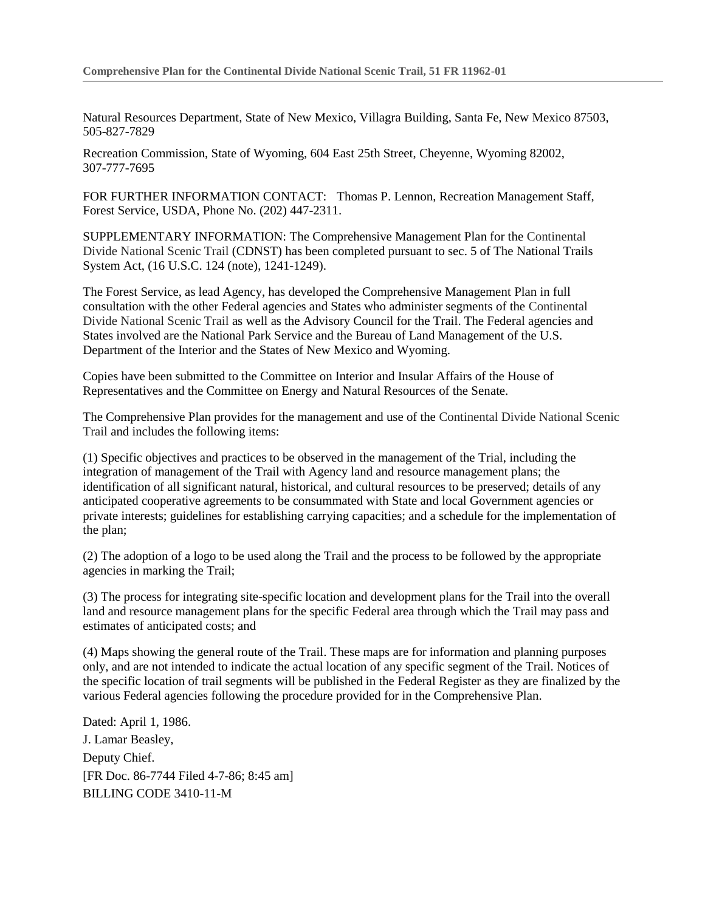Natural Resources Department, State of New Mexico, Villagra Building, Santa Fe, New Mexico 87503, 505-827-7829

Recreation Commission, State of Wyoming, 604 East 25th Street, Cheyenne, Wyoming 82002, 307-777-7695

FOR FURTHER INFORMATION CONTACT: Thomas P. Lennon, Recreation Management Staff, Forest Service, USDA, Phone No. (202) 447-2311.

SUPPLEMENTARY INFORMATION: The Comprehensive Management Plan for the Continental Divide National Scenic Trail (CDNST) has been completed pursuant to sec. 5 of The National Trails System Act, (16 U.S.C. 124 (note), 1241-1249).

The Forest Service, as lead Agency, has developed the Comprehensive Management Plan in full consultation with the other Federal agencies and States who administer segments of the Continental Divide National Scenic Trail as well as the Advisory Council for the Trail. The Federal agencies and States involved are the National Park Service and the Bureau of Land Management of the U.S. Department of the Interior and the States of New Mexico and Wyoming.

Copies have been submitted to the Committee on Interior and Insular Affairs of the House of Representatives and the Committee on Energy and Natural Resources of the Senate.

The Comprehensive Plan provides for the management and use of the Continental Divide National Scenic Trail and includes the following items:

(1) Specific objectives and practices to be observed in the management of the Trial, including the integration of management of the Trail with Agency land and resource management plans; the identification of all significant natural, historical, and cultural resources to be preserved; details of any anticipated cooperative agreements to be consummated with State and local Government agencies or private interests; guidelines for establishing carrying capacities; and a schedule for the implementation of the plan;

(2) The adoption of a logo to be used along the Trail and the process to be followed by the appropriate agencies in marking the Trail;

(3) The process for integrating site-specific location and development plans for the Trail into the overall land and resource management plans for the specific Federal area through which the Trail may pass and estimates of anticipated costs; and

(4) Maps showing the general route of the Trail. These maps are for information and planning purposes only, and are not intended to indicate the actual location of any specific segment of the Trail. Notices of the specific location of trail segments will be published in the Federal Register as they are finalized by the various Federal agencies following the procedure provided for in the Comprehensive Plan.

Dated: April 1, 1986.

J. Lamar Beasley,

Deputy Chief.

[FR Doc. 86-7744 Filed 4-7-86; 8:45 am]

BILLING CODE 3410-11-M